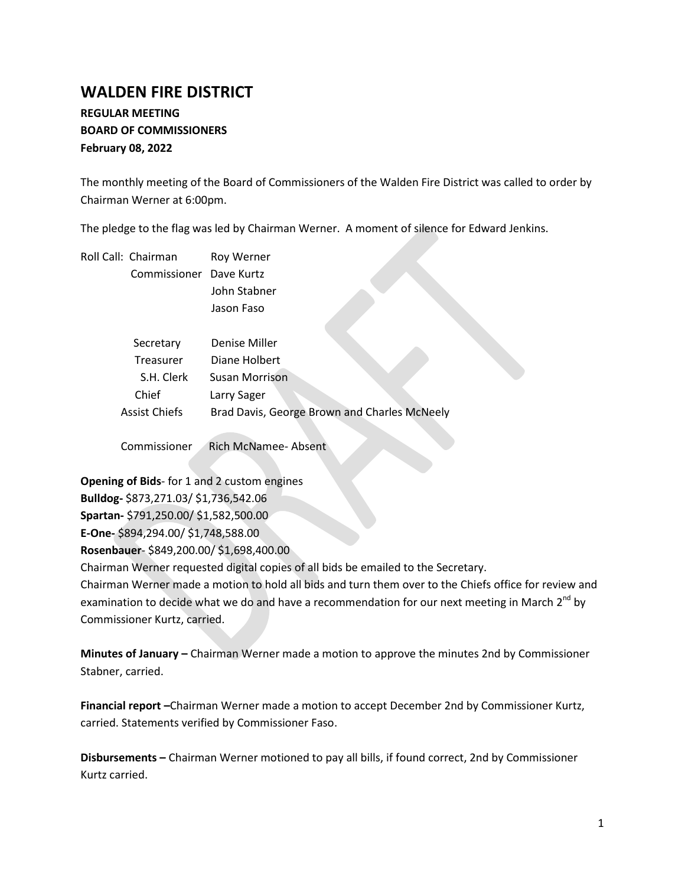# WALDEN FIRE DISTRICT

**REGULAR MEETING**
**BOARD OF COMMISSIONERS**
**February 08, 2022**

The monthly meeting of the Board of Commissioners of the Walden Fire District was called to order by Chairman Werner at 6:00pm.

The pledge to the flag was led by Chairman Werner. A moment of silence for Edward Jenkins.

Roll Call: Chairman Roy Werner
Commissioner Dave Kurtz
John Stabner
Jason Faso

Secretary Denise Miller
Treasurer Diane Holbert
S.H. Clerk Susan Morrison
Chief Larry Sager
Assist Chiefs Brad Davis, George Brown and Charles McNeely

Commissioner Rich McNamee- Absent

**Opening of Bids**- for 1 and 2 custom engines
**Bulldog-** $873,271.03/ $1,736,542.06
**Spartan-** $791,250.00/ $1,582,500.00
**E-One-** $894,294.00/ $1,748,588.00
**Rosenbauer**- $849,200.00/ $1,698,400.00
Chairman Werner requested digital copies of all bids be emailed to the Secretary.
Chairman Werner made a motion to hold all bids and turn them over to the Chiefs office for review and examination to decide what we do and have a recommendation for our next meeting in March 2nd by Commissioner Kurtz, carried.

**Minutes of January –** Chairman Werner made a motion to approve the minutes 2nd by Commissioner Stabner, carried.

**Financial report –**Chairman Werner made a motion to accept December 2nd by Commissioner Kurtz, carried. Statements verified by Commissioner Faso.

**Disbursements –** Chairman Werner motioned to pay all bills, if found correct, 2nd by Commissioner Kurtz carried.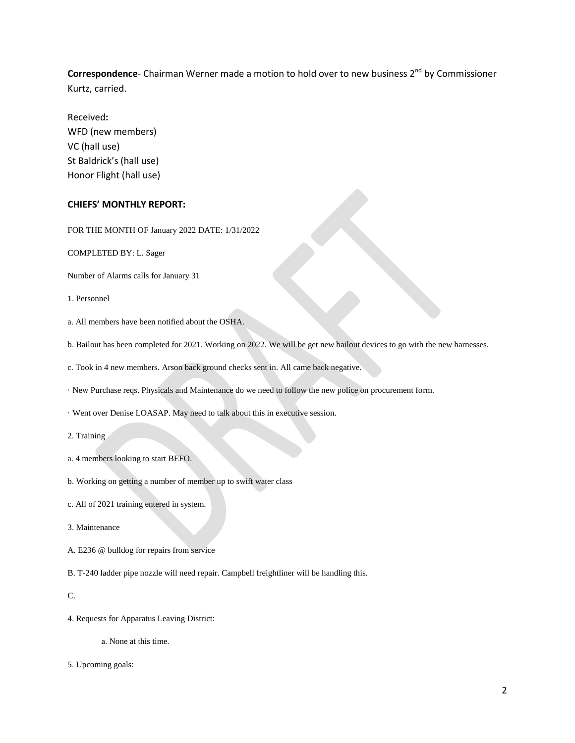**Correspondence**- Chairman Werner made a motion to hold over to new business 2nd by Commissioner Kurtz, carried.

Received**:**
WFD (new members)
VC (hall use)
St Baldrick's (hall use)
Honor Flight (hall use)

**CHIEFS' MONTHLY REPORT:**

FOR THE MONTH OF January 2022 DATE: 1/31/2022

COMPLETED BY: L. Sager

Number of Alarms calls for January 31

1. Personnel

a. All members have been notified about the OSHA.

b. Bailout has been completed for 2021. Working on 2022. We will be get new bailout devices to go with the new harnesses.

c. Took in 4 new members. Arson back ground checks sent in. All came back negative.

· New Purchase reqs. Physicals and Maintenance do we need to follow the new police on procurement form.

· Went over Denise LOASAP. May need to talk about this in executive session.

2. Training

a. 4 members looking to start BEFO.

b. Working on getting a number of member up to swift water class

c. All of 2021 training entered in system.

3. Maintenance

A. E236 @ bulldog for repairs from service

B. T-240 ladder pipe nozzle will need repair. Campbell freightliner will be handling this.

C.

4. Requests for Apparatus Leaving District:

a. None at this time.

5. Upcoming goals: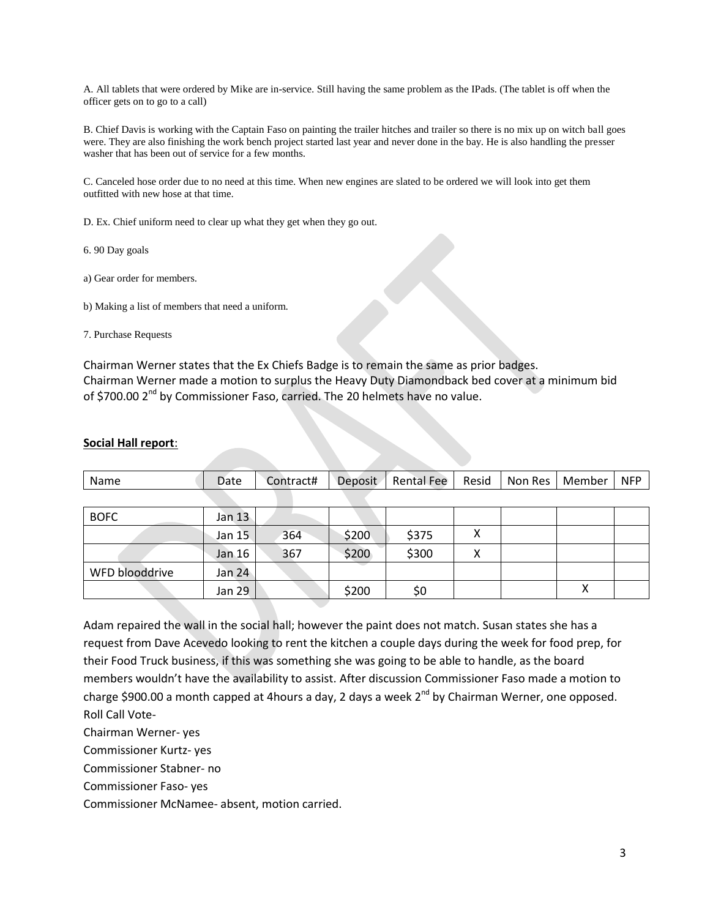A. All tablets that were ordered by Mike are in-service. Still having the same problem as the IPads. (The tablet is off when the officer gets on to go to a call)

B. Chief Davis is working with the Captain Faso on painting the trailer hitches and trailer so there is no mix up on witch ball goes were. They are also finishing the work bench project started last year and never done in the bay. He is also handling the presser washer that has been out of service for a few months.

C. Canceled hose order due to no need at this time. When new engines are slated to be ordered we will look into get them outfitted with new hose at that time.

D. Ex. Chief uniform need to clear up what they get when they go out.

6. 90 Day goals

a) Gear order for members.

b) Making a list of members that need a uniform.

7. Purchase Requests

Chairman Werner states that the Ex Chiefs Badge is to remain the same as prior badges.
Chairman Werner made a motion to surplus the Heavy Duty Diamondback bed cover at a minimum bid of $700.00 2nd by Commissioner Faso, carried. The 20 helmets have no value.

**Social Hall report**:

| Name | Date | Contract# | Deposit | Rental Fee | Resid | Non Res | Member | NFP |
|---|---|---|---|---|---|---|---|---|
| BOFC | Jan 13 | | | | | | | |
| | Jan 15 | 364 | $200 | $375 | X | | | |
| | Jan 16 | 367 | $200 | $300 | X | | | |
| WFD blooddrive | Jan 24 | | | | | | | |
| | Jan 29 | | $200 | $0 | | | X | |

Adam repaired the wall in the social hall; however the paint does not match. Susan states she has a request from Dave Acevedo looking to rent the kitchen a couple days during the week for food prep, for their Food Truck business, if this was something she was going to be able to handle, as the board members wouldn't have the availability to assist. After discussion Commissioner Faso made a motion to charge $900.00 a month capped at 4hours a day, 2 days a week 2nd by Chairman Werner, one opposed.
Roll Call Vote-
Chairman Werner- yes
Commissioner Kurtz- yes
Commissioner Stabner- no
Commissioner Faso- yes
Commissioner McNamee- absent, motion carried.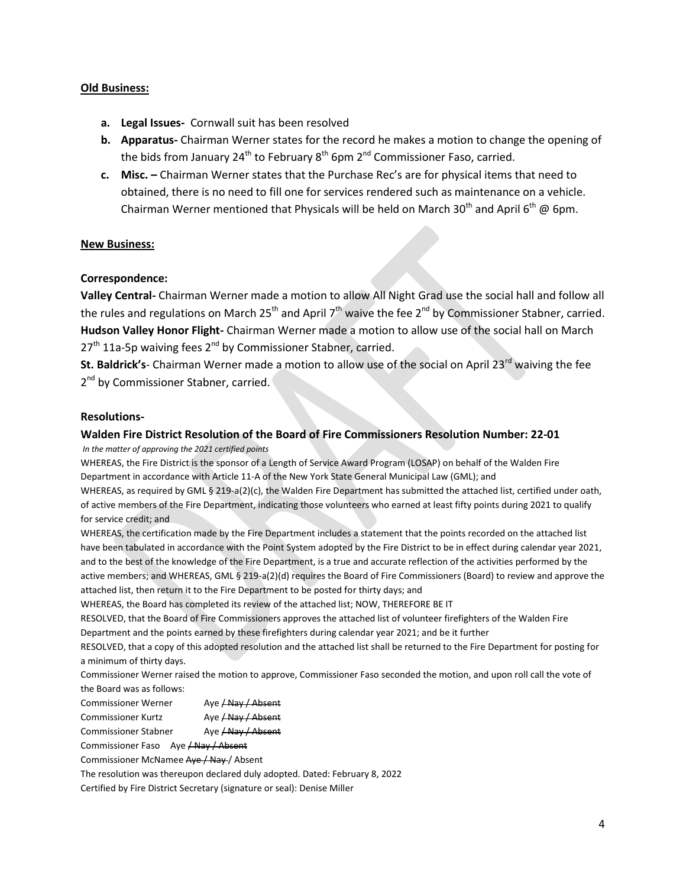**Old Business:**

- **a. Legal Issues-** Cornwall suit has been resolved
- **b. Apparatus-** Chairman Werner states for the record he makes a motion to change the opening of the bids from January 24th to February 8th 6pm 2nd Commissioner Faso, carried.
- **c. Misc. –** Chairman Werner states that the Purchase Rec's are for physical items that need to obtained, there is no need to fill one for services rendered such as maintenance on a vehicle. Chairman Werner mentioned that Physicals will be held on March 30th and April 6th @ 6pm.

**New Business:**

**Correspondence:**

**Valley Central-** Chairman Werner made a motion to allow All Night Grad use the social hall and follow all the rules and regulations on March 25th and April 7th waive the fee 2nd by Commissioner Stabner, carried.
**Hudson Valley Honor Flight-** Chairman Werner made a motion to allow use of the social hall on March 27th 11a-5p waiving fees 2nd by Commissioner Stabner, carried.
**St. Baldrick's**- Chairman Werner made a motion to allow use of the social on April 23rd waiving the fee 2nd by Commissioner Stabner, carried.

**Resolutions-**

**Walden Fire District Resolution of the Board of Fire Commissioners Resolution Number: 22-01**

*In the matter of approving the 2021 certified points*

WHEREAS, the Fire District is the sponsor of a Length of Service Award Program (LOSAP) on behalf of the Walden Fire Department in accordance with Article 11-A of the New York State General Municipal Law (GML); and

WHEREAS, as required by GML § 219-a(2)(c), the Walden Fire Department has submitted the attached list, certified under oath, of active members of the Fire Department, indicating those volunteers who earned at least fifty points during 2021 to qualify for service credit; and

WHEREAS, the certification made by the Fire Department includes a statement that the points recorded on the attached list have been tabulated in accordance with the Point System adopted by the Fire District to be in effect during calendar year 2021, and to the best of the knowledge of the Fire Department, is a true and accurate reflection of the activities performed by the active members; and WHEREAS, GML § 219-a(2)(d) requires the Board of Fire Commissioners (Board) to review and approve the attached list, then return it to the Fire Department to be posted for thirty days; and

WHEREAS, the Board has completed its review of the attached list; NOW, THEREFORE BE IT

RESOLVED, that the Board of Fire Commissioners approves the attached list of volunteer firefighters of the Walden Fire Department and the points earned by these firefighters during calendar year 2021; and be it further

RESOLVED, that a copy of this adopted resolution and the attached list shall be returned to the Fire Department for posting for a minimum of thirty days.

Commissioner Werner raised the motion to approve, Commissioner Faso seconded the motion, and upon roll call the vote of the Board was as follows:

Commissioner Werner Aye ~~/ Nay / Absent~~
Commissioner Kurtz Aye ~~/ Nay / Absent~~
Commissioner Stabner Aye ~~/ Nay / Absent~~
Commissioner Faso Aye ~~/ Nay / Absent~~
Commissioner McNamee ~~Aye / Nay~~ / Absent

The resolution was thereupon declared duly adopted. Dated: February 8, 2022

Certified by Fire District Secretary (signature or seal): Denise Miller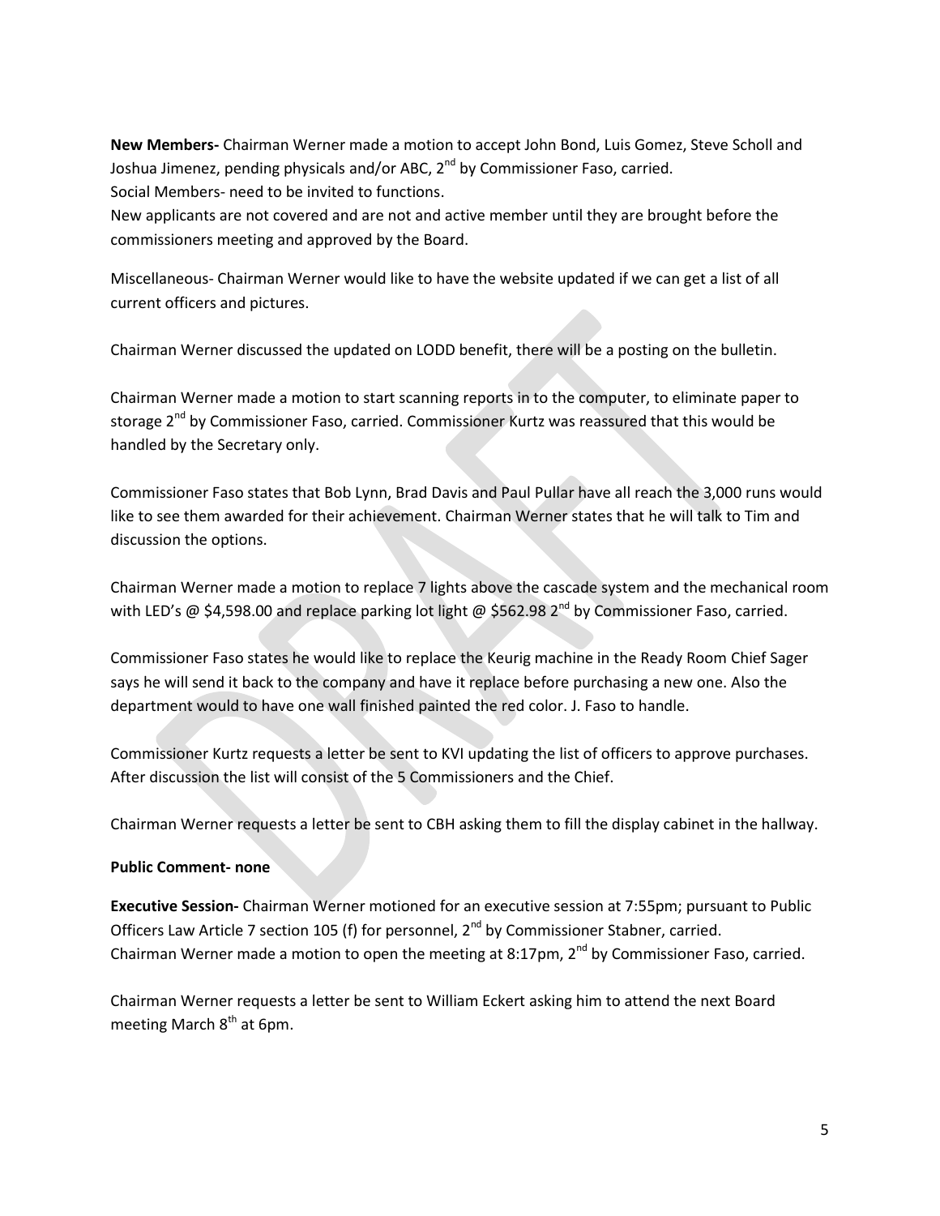**New Members-** Chairman Werner made a motion to accept John Bond, Luis Gomez, Steve Scholl and Joshua Jimenez, pending physicals and/or ABC, 2nd by Commissioner Faso, carried.
Social Members- need to be invited to functions.
New applicants are not covered and are not and active member until they are brought before the commissioners meeting and approved by the Board.

Miscellaneous- Chairman Werner would like to have the website updated if we can get a list of all current officers and pictures.

Chairman Werner discussed the updated on LODD benefit, there will be a posting on the bulletin.

Chairman Werner made a motion to start scanning reports in to the computer, to eliminate paper to storage 2nd by Commissioner Faso, carried. Commissioner Kurtz was reassured that this would be handled by the Secretary only.

Commissioner Faso states that Bob Lynn, Brad Davis and Paul Pullar have all reach the 3,000 runs would like to see them awarded for their achievement. Chairman Werner states that he will talk to Tim and discussion the options.

Chairman Werner made a motion to replace 7 lights above the cascade system and the mechanical room with LED's @ $4,598.00 and replace parking lot light @ $562.98 2nd by Commissioner Faso, carried.

Commissioner Faso states he would like to replace the Keurig machine in the Ready Room Chief Sager says he will send it back to the company and have it replace before purchasing a new one. Also the department would to have one wall finished painted the red color. J. Faso to handle.

Commissioner Kurtz requests a letter be sent to KVI updating the list of officers to approve purchases. After discussion the list will consist of the 5 Commissioners and the Chief.

Chairman Werner requests a letter be sent to CBH asking them to fill the display cabinet in the hallway.

**Public Comment- none**

**Executive Session-** Chairman Werner motioned for an executive session at 7:55pm; pursuant to Public Officers Law Article 7 section 105 (f) for personnel, 2nd by Commissioner Stabner, carried.
Chairman Werner made a motion to open the meeting at 8:17pm, 2nd by Commissioner Faso, carried.

Chairman Werner requests a letter be sent to William Eckert asking him to attend the next Board meeting March 8th at 6pm.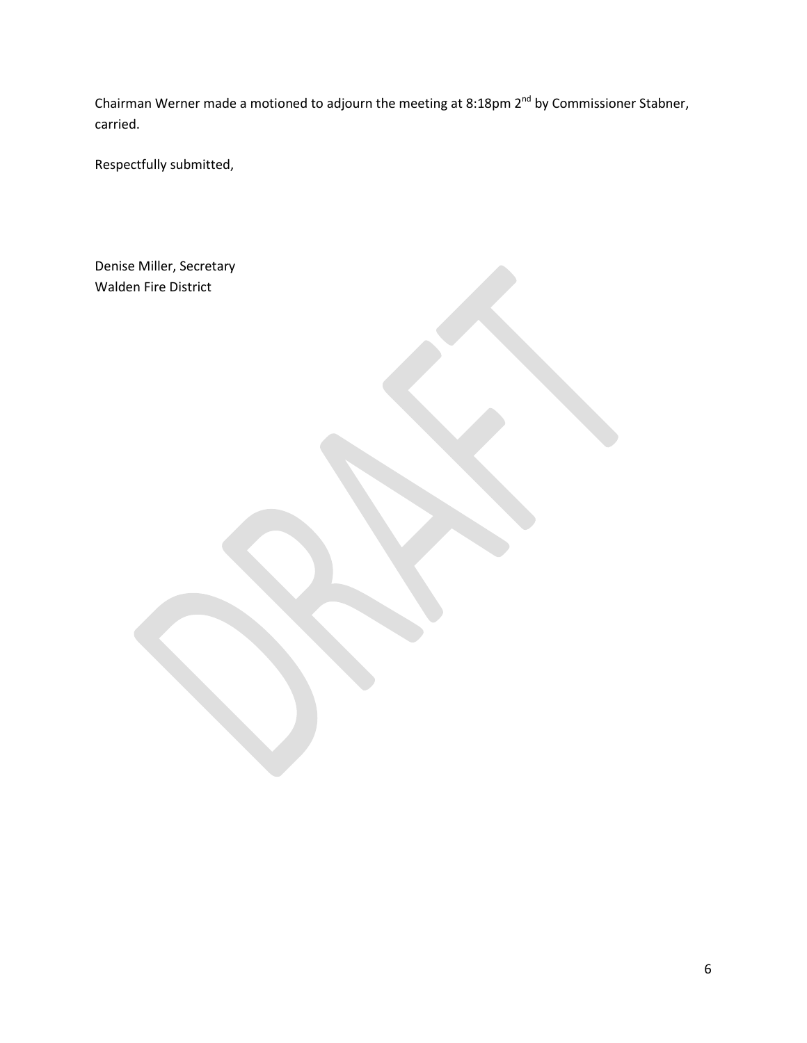Chairman Werner made a motioned to adjourn the meeting at 8:18pm 2nd by Commissioner Stabner, carried.

Respectfully submitted,

Denise Miller, Secretary
Walden Fire District